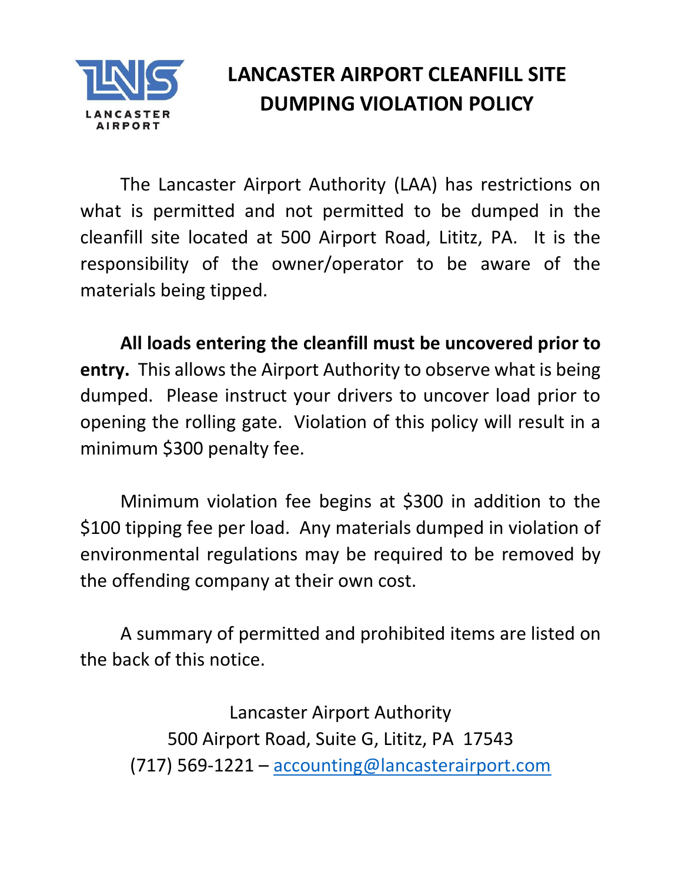LANCASTER AIRPORT

# LANCASTER AIRPORT CLEANFILL SITE DUMPING VIOLATION POLICY

The Lancaster Airport Authority (LAA) has restrictions on what is permitted and not permitted to be dumped in the cleanfill site located at 500 Airport Road, Lititz, PA. It is the responsibility of the owner/operator to be aware of the materials being tipped.

**All loads entering the cleanfill must be uncovered prior to entry.** This allows the Airport Authority to observe what is being dumped. Please instruct your drivers to uncover load prior to opening the rolling gate. Violation of this policy will result in a minimum $300 penalty fee.

Minimum violation fee begins at $300 in addition to the $100 tipping fee per load. Any materials dumped in violation of environmental regulations may be required to be removed by the offending company at their own cost.

A summary of permitted and prohibited items are listed on the back of this notice.

Lancaster Airport Authority
500 Airport Road, Suite G, Lititz, PA 17543
(717) 569-1221 – accounting@lancasterairport.com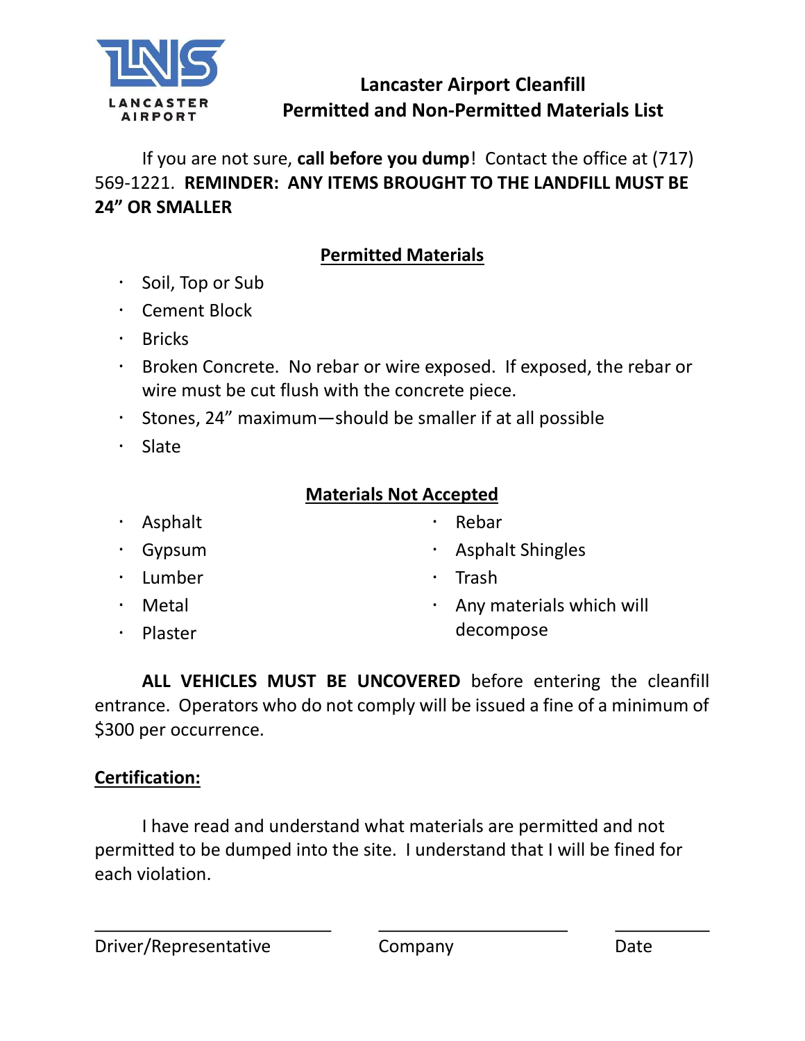LANCASTER AIRPORT

# Lancaster Airport Cleanfill
# Permitted and Non-Permitted Materials List

If you are not sure, **call before you dump**! Contact the office at (717) 569-1221. **REMINDER: ANY ITEMS BROUGHT TO THE LANDFILL MUST BE 24" OR SMALLER**

## Permitted Materials

- Soil, Top or Sub
- Cement Block
- Bricks
- Broken Concrete. No rebar or wire exposed. If exposed, the rebar or wire must be cut flush with the concrete piece.
- Stones, 24" maximum—should be smaller if at all possible
- Slate

## Materials Not Accepted

- Asphalt
- Gypsum
- Lumber
- Metal
- Plaster
- Rebar
- Asphalt Shingles
- Trash
- Any materials which will decompose

**ALL VEHICLES MUST BE UNCOVERED** before entering the cleanfill entrance. Operators who do not comply will be issued a fine of a minimum of $300 per occurrence.

## Certification:

I have read and understand what materials are permitted and not permitted to be dumped into the site. I understand that I will be fined for each violation.

\_\_\_\_\_\_\_\_\_\_\_\_\_\_\_\_\_\_\_\_\_\_\_\_ Driver/Representative

\_\_\_\_\_\_\_\_\_\_\_\_\_\_\_\_\_\_\_\_\_\_\_\_ Company

\_\_\_\_\_\_\_\_\_\_ Date